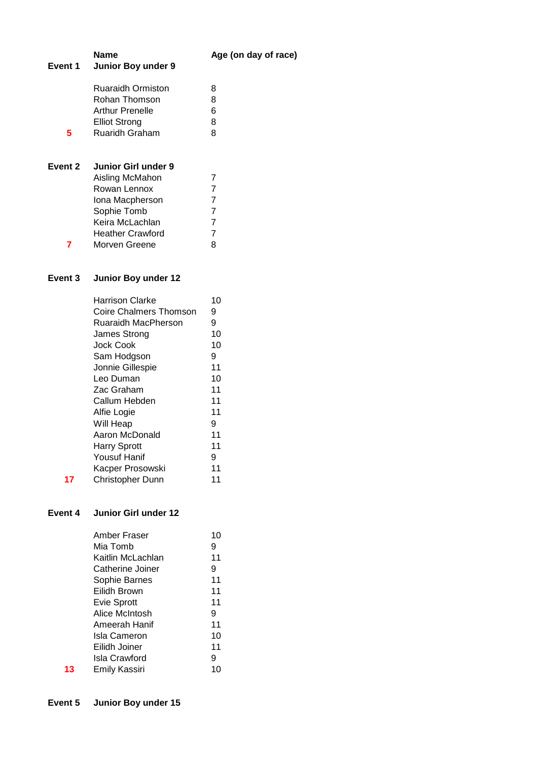| Event | Name | Age (on day of race) |
|---|---|---|
| **Event 1** | **Junior Boy under 9** | |
| | Ruaraidh Ormiston | 8 |
| | Rohan Thomson | 8 |
| | Arthur Prenelle | 6 |
| | Elliot Strong | 8 |
| 5 | Ruaridh Graham | 8 |
| **Event 2** | **Junior Girl under 9** | |
| | Aisling McMahon | 7 |
| | Rowan Lennox | 7 |
| | Iona Macpherson | 7 |
| | Sophie Tomb | 7 |
| | Keira McLachlan | 7 |
| | Heather Crawford | 7 |
| 7 | Morven Greene | 8 |
| **Event 3** | **Junior Boy under 12** | |
| | Harrison Clarke | 10 |
| | Coire Chalmers Thomson | 9 |
| | Ruaraidh MacPherson | 9 |
| | James Strong | 10 |
| | Jock Cook | 10 |
| | Sam Hodgson | 9 |
| | Jonnie Gillespie | 11 |
| | Leo Duman | 10 |
| | Zac Graham | 11 |
| | Callum Hebden | 11 |
| | Alfie Logie | 11 |
| | Will Heap | 9 |
| | Aaron McDonald | 11 |
| | Harry Sprott | 11 |
| | Yousuf Hanif | 9 |
| | Kacper Prosowski | 11 |
| 17 | Christopher Dunn | 11 |
| **Event 4** | **Junior Girl under 12** | |
| | Amber Fraser | 10 |
| | Mia Tomb | 9 |
| | Kaitlin McLachlan | 11 |
| | Catherine Joiner | 9 |
| | Sophie Barnes | 11 |
| | Eilidh Brown | 11 |
| | Evie Sprott | 11 |
| | Alice McIntosh | 9 |
| | Ameerah Hanif | 11 |
| | Isla Cameron | 10 |
| | Eilidh Joiner | 11 |
| | Isla Crawford | 9 |
| 13 | Emily Kassiri | 10 |
| **Event 5** | **Junior Boy under 15** | |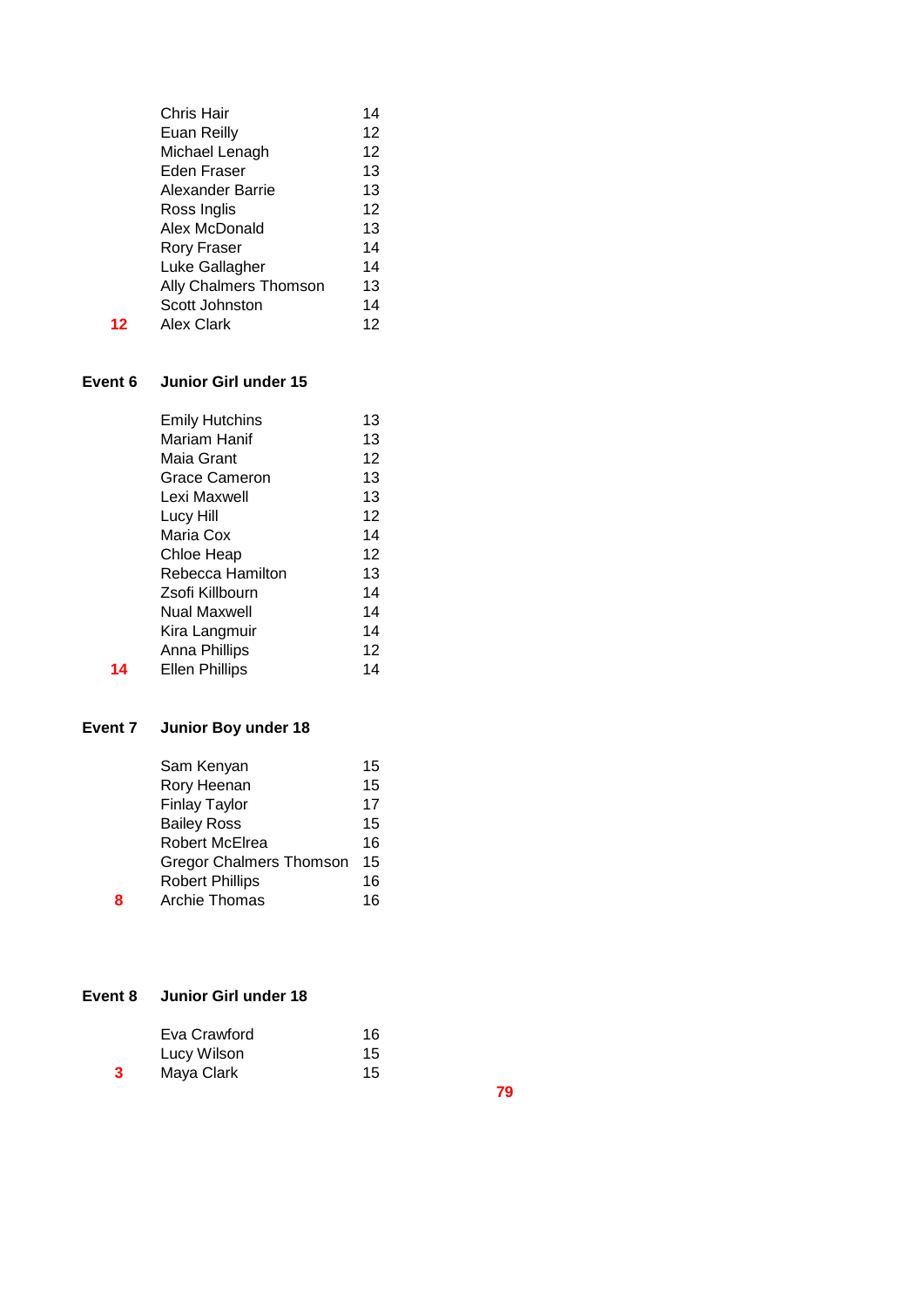| | | |
|---|---|---|
| | Chris Hair | 14 |
| | Euan Reilly | 12 |
| | Michael Lenagh | 12 |
| | Eden Fraser | 13 |
| | Alexander Barrie | 13 |
| | Ross Inglis | 12 |
| | Alex McDonald | 13 |
| | Rory Fraser | 14 |
| | Luke Gallagher | 14 |
| | Ally Chalmers Thomson | 13 |
| | Scott Johnston | 14 |
| **12** | Alex Clark | 12 |

**Event 6** **Junior Girl under 15**

| | | |
|---|---|---|
| | Emily Hutchins | 13 |
| | Mariam Hanif | 13 |
| | Maia Grant | 12 |
| | Grace Cameron | 13 |
| | Lexi Maxwell | 13 |
| | Lucy Hill | 12 |
| | Maria Cox | 14 |
| | Chloe Heap | 12 |
| | Rebecca Hamilton | 13 |
| | Zsofi Killbourn | 14 |
| | Nual Maxwell | 14 |
| | Kira Langmuir | 14 |
| | Anna Phillips | 12 |
| **14** | Ellen Phillips | 14 |

**Event 7** **Junior Boy under 18**

| | | |
|---|---|---|
| | Sam Kenyan | 15 |
| | Rory Heenan | 15 |
| | Finlay Taylor | 17 |
| | Bailey Ross | 15 |
| | Robert McElrea | 16 |
| | Gregor Chalmers Thomson | 15 |
| | Robert Phillips | 16 |
| **8** | Archie Thomas | 16 |

**Event 8** **Junior Girl under 18**

| | | |
|---|---|---|
| | Eva Crawford | 16 |
| | Lucy Wilson | 15 |
| **3** | Maya Clark | 15 |

**79**